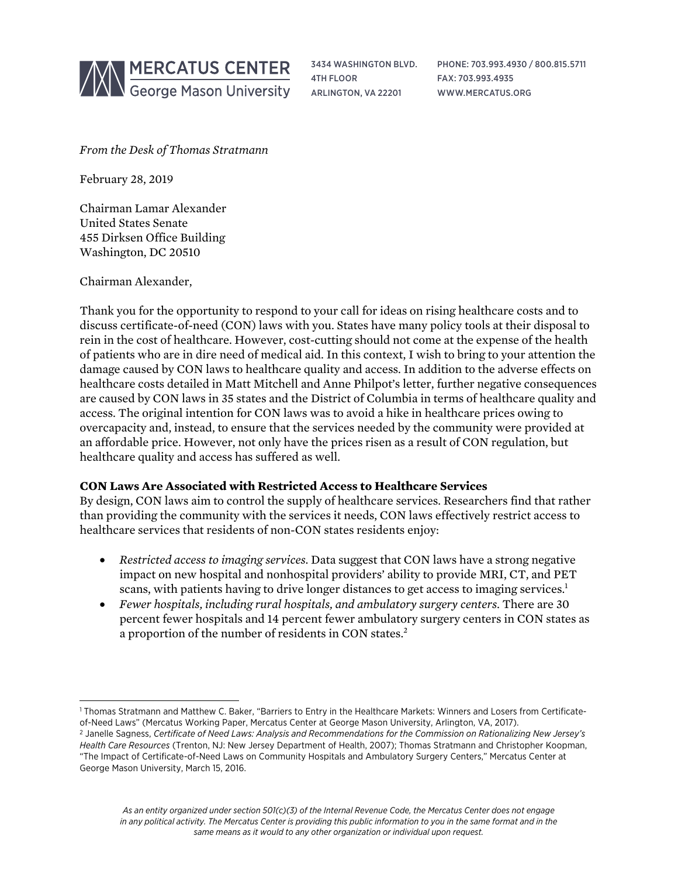MERCATUS CENTER
George Mason University

3434 WASHINGTON BLVD.
4TH FLOOR
ARLINGTON, VA 22201

PHONE: 703.993.4930 / 800.815.5711
FAX: 703.993.4935
WWW.MERCATUS.ORG

*From the Desk of Thomas Stratmann*

February 28, 2019

Chairman Lamar Alexander
United States Senate
455 Dirksen Office Building
Washington, DC 20510

Chairman Alexander,

Thank you for the opportunity to respond to your call for ideas on rising healthcare costs and to discuss certificate-of-need (CON) laws with you. States have many policy tools at their disposal to rein in the cost of healthcare. However, cost-cutting should not come at the expense of the health of patients who are in dire need of medical aid. In this context, I wish to bring to your attention the damage caused by CON laws to healthcare quality and access. In addition to the adverse effects on healthcare costs detailed in Matt Mitchell and Anne Philpot's letter, further negative consequences are caused by CON laws in 35 states and the District of Columbia in terms of healthcare quality and access. The original intention for CON laws was to avoid a hike in healthcare prices owing to overcapacity and, instead, to ensure that the services needed by the community were provided at an affordable price. However, not only have the prices risen as a result of CON regulation, but healthcare quality and access has suffered as well.

**CON Laws Are Associated with Restricted Access to Healthcare Services**

By design, CON laws aim to control the supply of healthcare services. Researchers find that rather than providing the community with the services it needs, CON laws effectively restrict access to healthcare services that residents of non-CON states residents enjoy:

- *Restricted access to imaging services.* Data suggest that CON laws have a strong negative impact on new hospital and nonhospital providers' ability to provide MRI, CT, and PET scans, with patients having to drive longer distances to get access to imaging services.[1]
- *Fewer hospitals, including rural hospitals, and ambulatory surgery centers.* There are 30 percent fewer hospitals and 14 percent fewer ambulatory surgery centers in CON states as a proportion of the number of residents in CON states.[2]

---

[1] Thomas Stratmann and Matthew C. Baker, "Barriers to Entry in the Healthcare Markets: Winners and Losers from Certificate-of-Need Laws" (Mercatus Working Paper, Mercatus Center at George Mason University, Arlington, VA, 2017).

[2] Janelle Sagness, *Certificate of Need Laws: Analysis and Recommendations for the Commission on Rationalizing New Jersey's Health Care Resources* (Trenton, NJ: New Jersey Department of Health, 2007); Thomas Stratmann and Christopher Koopman, "The Impact of Certificate-of-Need Laws on Community Hospitals and Ambulatory Surgery Centers," Mercatus Center at George Mason University, March 15, 2016.

*As an entity organized under section 501(c)(3) of the Internal Revenue Code, the Mercatus Center does not engage in any political activity. The Mercatus Center is providing this public information to you in the same format and in the same means as it would to any other organization or individual upon request.*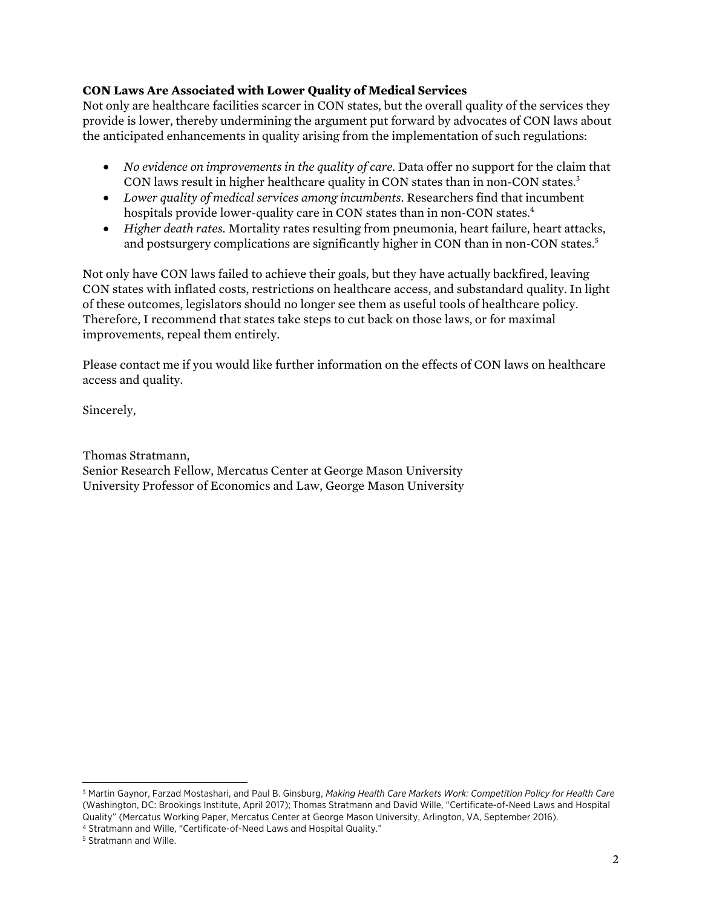**CON Laws Are Associated with Lower Quality of Medical Services**

Not only are healthcare facilities scarcer in CON states, but the overall quality of the services they provide is lower, thereby undermining the argument put forward by advocates of CON laws about the anticipated enhancements in quality arising from the implementation of such regulations:

- *No evidence on improvements in the quality of care*. Data offer no support for the claim that CON laws result in higher healthcare quality in CON states than in non-CON states.[3]
- *Lower quality of medical services among incumbents*. Researchers find that incumbent hospitals provide lower-quality care in CON states than in non-CON states.[4]
- *Higher death rates*. Mortality rates resulting from pneumonia, heart failure, heart attacks, and postsurgery complications are significantly higher in CON than in non-CON states.[5]

Not only have CON laws failed to achieve their goals, but they have actually backfired, leaving CON states with inflated costs, restrictions on healthcare access, and substandard quality. In light of these outcomes, legislators should no longer see them as useful tools of healthcare policy. Therefore, I recommend that states take steps to cut back on those laws, or for maximal improvements, repeal them entirely.

Please contact me if you would like further information on the effects of CON laws on healthcare access and quality.

Sincerely,

Thomas Stratmann,
Senior Research Fellow, Mercatus Center at George Mason University
University Professor of Economics and Law, George Mason University

---

[3] Martin Gaynor, Farzad Mostashari, and Paul B. Ginsburg, *Making Health Care Markets Work: Competition Policy for Health Care* (Washington, DC: Brookings Institute, April 2017); Thomas Stratmann and David Wille, "Certificate-of-Need Laws and Hospital Quality" (Mercatus Working Paper, Mercatus Center at George Mason University, Arlington, VA, September 2016).

[4] Stratmann and Wille, "Certificate-of-Need Laws and Hospital Quality."

[5] Stratmann and Wille.